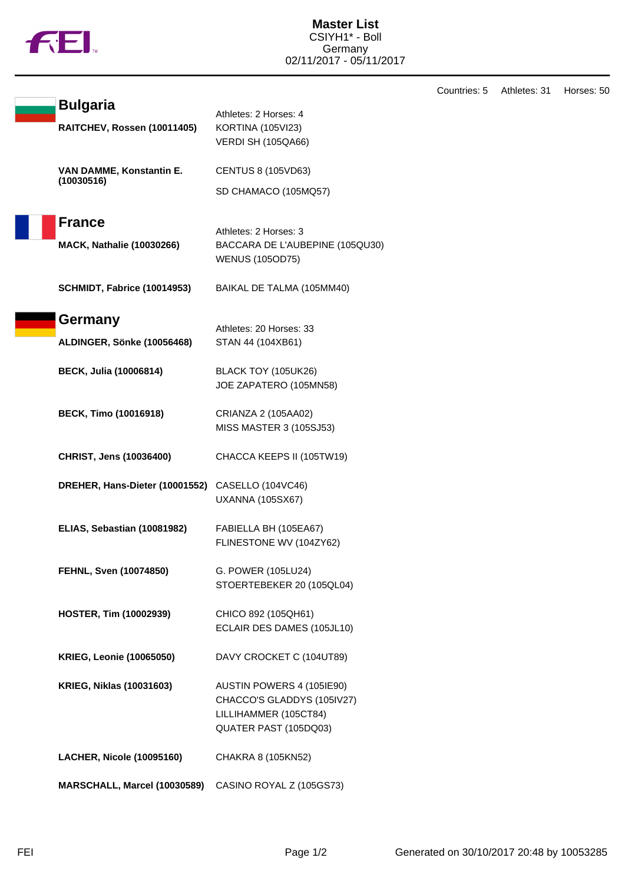# Master List

CSIYH1* - Boll
Germany
02/11/2017 - 05/11/2017

Countries: 5 Athletes: 31 Horses: 50

## Bulgaria

Athletes: 2 Horses: 4

**RAITCHEV, Rossen (10011405)**
KORTINA (105VI23)
VERDI SH (105QA66)

**VAN DAMME, Konstantin E. (10030516)**
CENTUS 8 (105VD63)
SD CHAMACO (105MQ57)

## France

Athletes: 2 Horses: 3

**MACK, Nathalie (10030266)**
BACCARA DE L'AUBEPINE (105QU30)
WENUS (105OD75)

**SCHMIDT, Fabrice (10014953)**
BAIKAL DE TALMA (105MM40)

## Germany

Athletes: 20 Horses: 33

**ALDINGER, Sönke (10056468)**
STAN 44 (104XB61)

**BECK, Julia (10006814)**
BLACK TOY (105UK26)
JOE ZAPATERO (105MN58)

**BECK, Timo (10016918)**
CRIANZA 2 (105AA02)
MISS MASTER 3 (105SJ53)

**CHRIST, Jens (10036400)**
CHACCA KEEPS II (105TW19)

**DREHER, Hans-Dieter (10001552)**
CASELLO (104VC46)
UXANNA (105SX67)

**ELIAS, Sebastian (10081982)**
FABIELLA BH (105EA67)
FLINESTONE WV (104ZY62)

**FEHNL, Sven (10074850)**
G. POWER (105LU24)
STOERTEBEKER 20 (105QL04)

**HOSTER, Tim (10002939)**
CHICO 892 (105QH61)
ECLAIR DES DAMES (105JL10)

**KRIEG, Leonie (10065050)**
DAVY CROCKET C (104UT89)

**KRIEG, Niklas (10031603)**
AUSTIN POWERS 4 (105IE90)
CHACCO'S GLADDYS (105IV27)
LILLIHAMMER (105CT84)
QUATER PAST (105DQ03)

**LACHER, Nicole (10095160)**
CHAKRA 8 (105KN52)

**MARSCHALL, Marcel (10030589)**
CASINO ROYAL Z (105GS73)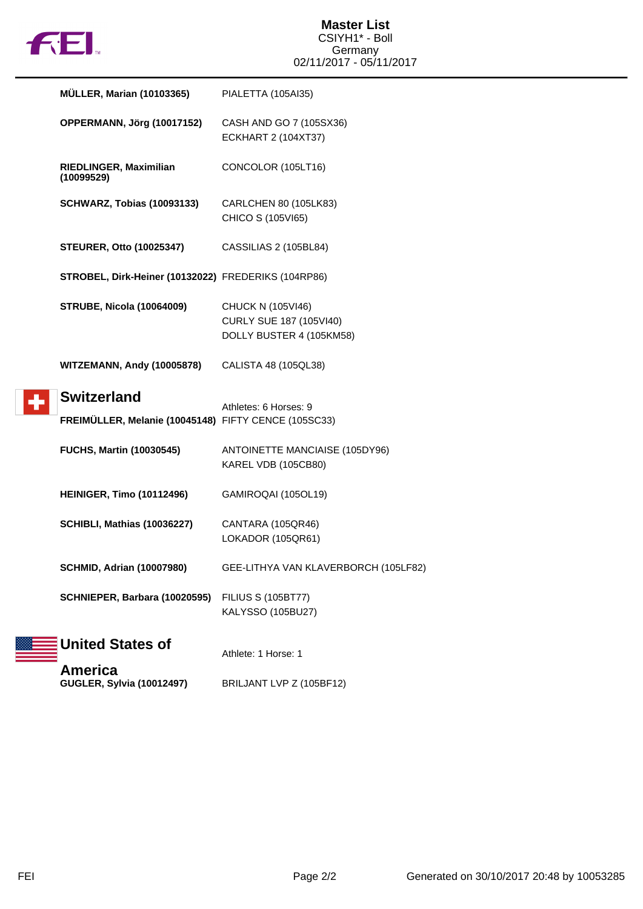| | |
|---|---|
| **MÜLLER, Marian (10103365)** | PIALETTA (105AI35) |
| **OPPERMANN, Jörg (10017152)** | CASH AND GO 7 (105SX36)<br>ECKHART 2 (104XT37) |
| **RIEDLINGER, Maximilian (10099529)** | CONCOLOR (105LT16) |
| **SCHWARZ, Tobias (10093133)** | CARLCHEN 80 (105LK83)<br>CHICO S (105VI65) |
| **STEURER, Otto (10025347)** | CASSILIAS 2 (105BL84) |
| **STROBEL, Dirk-Heiner (10132022)** | FREDERIKS (104RP86) |
| **STRUBE, Nicola (10064009)** | CHUCK N (105VI46)<br>CURLY SUE 187 (105VI40)<br>DOLLY BUSTER 4 (105KM58) |
| **WITZEMANN, Andy (10005878)** | CALISTA 48 (105QL38) |

## Switzerland

Athletes: 6 Horses: 9

| | |
|---|---|
| **FREIMÜLLER, Melanie (10045148)** | FIFTY CENCE (105SC33) |
| **FUCHS, Martin (10030545)** | ANTOINETTE MANCIAISE (105DY96)<br>KAREL VDB (105CB80) |
| **HEINIGER, Timo (10112496)** | GAMIROQAI (105OL19) |
| **SCHIBLI, Mathias (10036227)** | CANTARA (105QR46)<br>LOKADOR (105QR61) |
| **SCHMID, Adrian (10007980)** | GEE-LITHYA VAN KLAVERBORCH (105LF82) |
| **SCHNIEPER, Barbara (10020595)** | FILIUS S (105BT77)<br>KALYSSO (105BU27) |

## United States of America

Athlete: 1 Horse: 1

| | |
|---|---|
| **GUGLER, Sylvia (10012497)** | BRILJANT LVP Z (105BF12) |